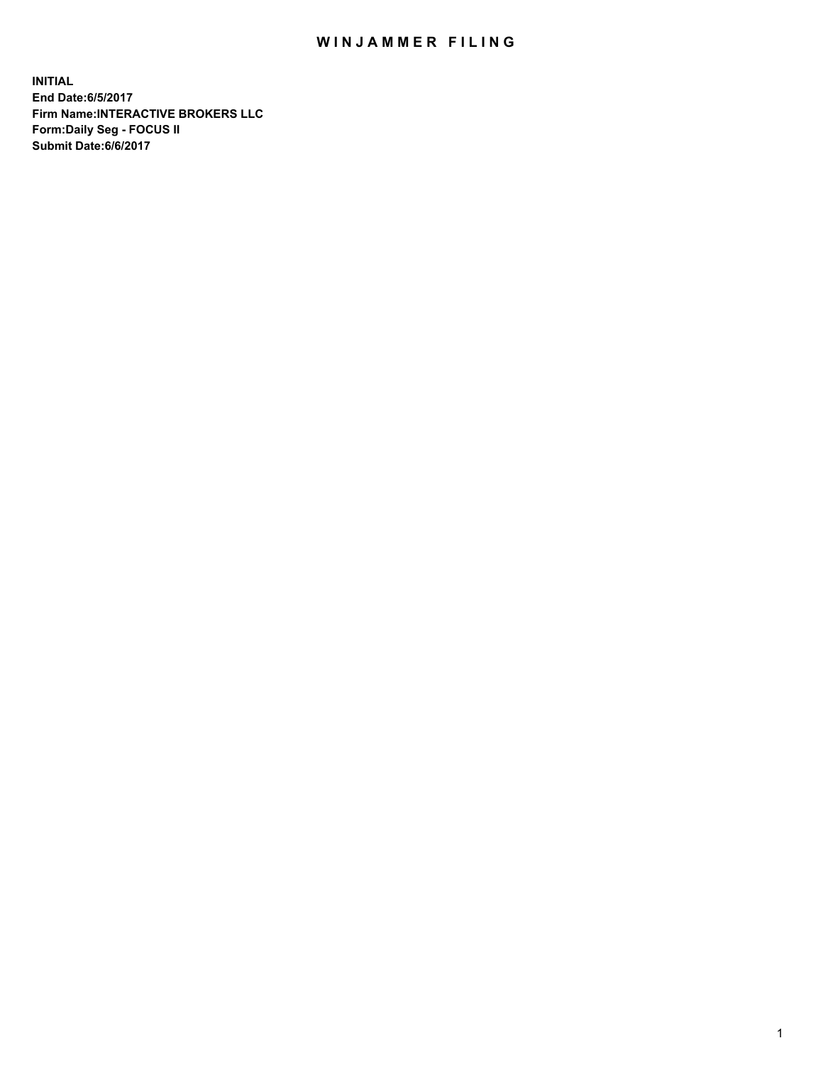# WINJAMMER FILING

**INITIAL**
**End Date:6/5/2017**
**Firm Name:INTERACTIVE BROKERS LLC**
**Form:Daily Seg - FOCUS II**
**Submit Date:6/6/2017**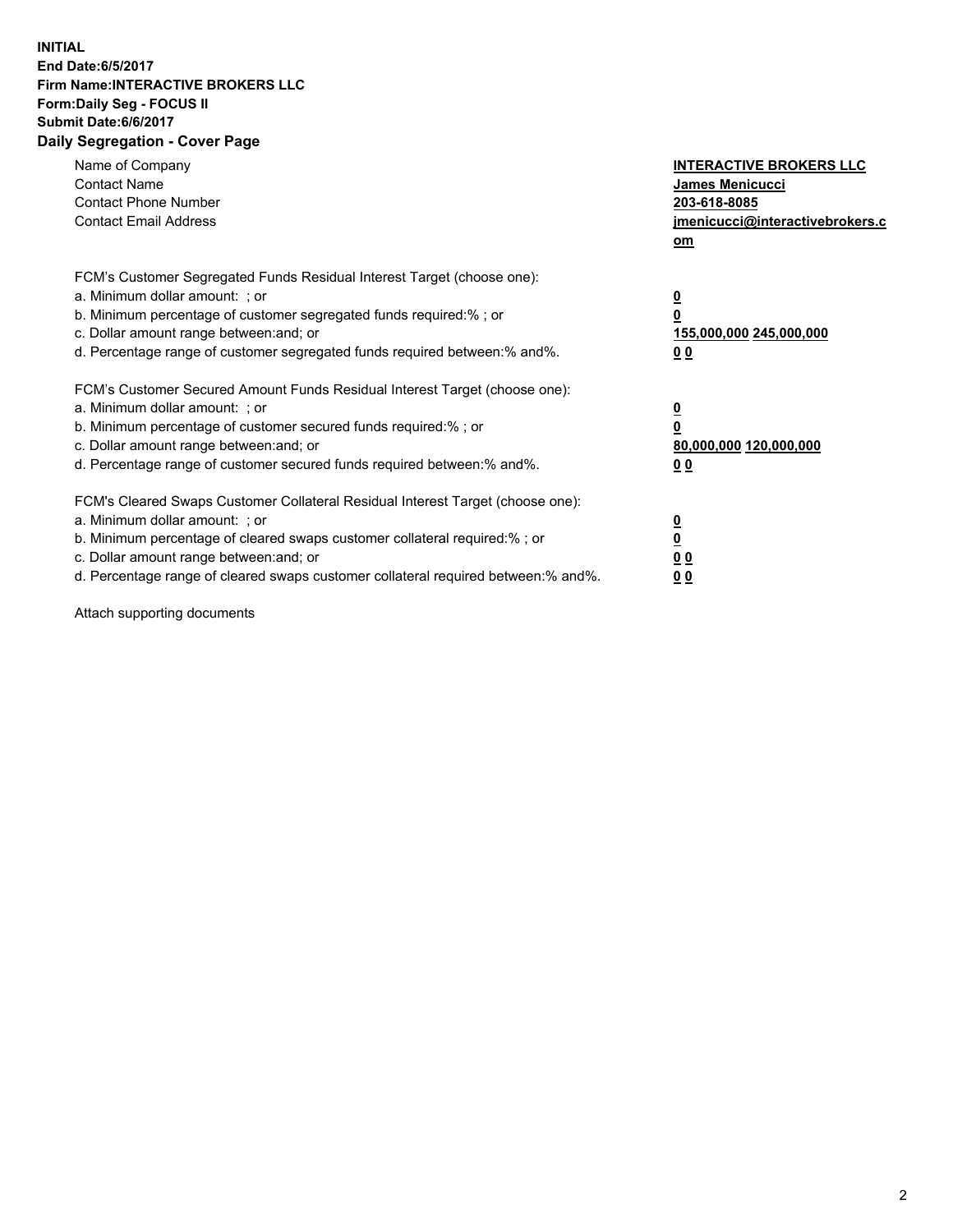**INITIAL**
**End Date:6/5/2017**
**Firm Name:INTERACTIVE BROKERS LLC**
**Form:Daily Seg - FOCUS II**
**Submit Date:6/6/2017**
**Daily Segregation - Cover Page**

| | |
|---|---|
| Name of Company | **INTERACTIVE BROKERS LLC** |
| Contact Name | **James Menicucci** |
| Contact Phone Number | **203-618-8085** |
| Contact Email Address | **jmenicucci@interactivebrokers.com** |

FCM's Customer Segregated Funds Residual Interest Target (choose one):

| | |
|---|---|
| a. Minimum dollar amount: ; or | **0** |
| b. Minimum percentage of customer segregated funds required:% ; or | **0** |
| c. Dollar amount range between:and; or | **155,000,000 245,000,000** |
| d. Percentage range of customer segregated funds required between:% and%. | **0 0** |

FCM's Customer Secured Amount Funds Residual Interest Target (choose one):

| | |
|---|---|
| a. Minimum dollar amount: ; or | **0** |
| b. Minimum percentage of customer secured funds required:% ; or | **0** |
| c. Dollar amount range between:and; or | **80,000,000 120,000,000** |
| d. Percentage range of customer secured funds required between:% and%. | **0 0** |

FCM's Cleared Swaps Customer Collateral Residual Interest Target (choose one):

| | |
|---|---|
| a. Minimum dollar amount: ; or | **0** |
| b. Minimum percentage of cleared swaps customer collateral required:% ; or | **0** |
| c. Dollar amount range between:and; or | **0 0** |
| d. Percentage range of cleared swaps customer collateral required between:% and%. | **0 0** |

Attach supporting documents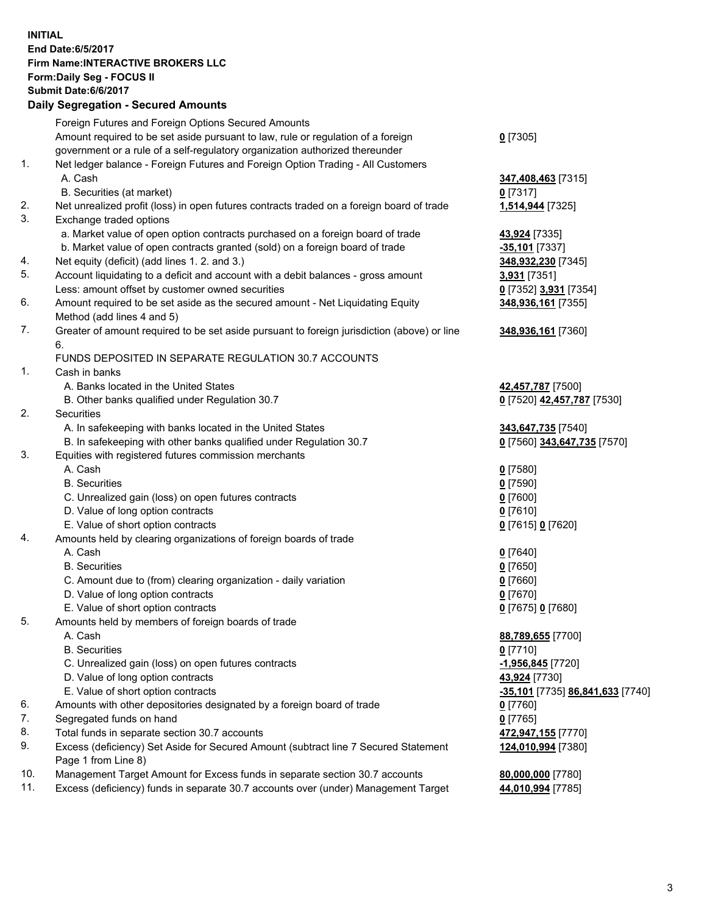**INITIAL**
**End Date:6/5/2017**
**Firm Name:INTERACTIVE BROKERS LLC**
**Form:Daily Seg - FOCUS II**
**Submit Date:6/6/2017**

## Daily Segregation - Secured Amounts

| | | |
|---|---|---|
| | Foreign Futures and Foreign Options Secured Amounts | |
| | Amount required to be set aside pursuant to law, rule or regulation of a foreign government or a rule of a self-regulatory organization authorized thereunder | **0** [7305] |
| 1. | Net ledger balance - Foreign Futures and Foreign Option Trading - All Customers | |
| | A. Cash | **347,408,463** [7315] |
| | B. Securities (at market) | **0** [7317] |
| 2. | Net unrealized profit (loss) in open futures contracts traded on a foreign board of trade | **1,514,944** [7325] |
| 3. | Exchange traded options | |
| | a. Market value of open option contracts purchased on a foreign board of trade | **43,924** [7335] |
| | b. Market value of open contracts granted (sold) on a foreign board of trade | **-35,101** [7337] |
| 4. | Net equity (deficit) (add lines 1. 2. and 3.) | **348,932,230** [7345] |
| 5. | Account liquidating to a deficit and account with a debit balances - gross amount | **3,931** [7351] |
| | Less: amount offset by customer owned securities | **0** [7352] **3,931** [7354] |
| 6. | Amount required to be set aside as the secured amount - Net Liquidating Equity Method (add lines 4 and 5) | **348,936,161** [7355] |
| 7. | Greater of amount required to be set aside pursuant to foreign jurisdiction (above) or line 6. | **348,936,161** [7360] |
| | FUNDS DEPOSITED IN SEPARATE REGULATION 30.7 ACCOUNTS | |
| 1. | Cash in banks | |
| | A. Banks located in the United States | **42,457,787** [7500] |
| | B. Other banks qualified under Regulation 30.7 | **0** [7520] **42,457,787** [7530] |
| 2. | Securities | |
| | A. In safekeeping with banks located in the United States | **343,647,735** [7540] |
| | B. In safekeeping with other banks qualified under Regulation 30.7 | **0** [7560] **343,647,735** [7570] |
| 3. | Equities with registered futures commission merchants | |
| | A. Cash | **0** [7580] |
| | B. Securities | **0** [7590] |
| | C. Unrealized gain (loss) on open futures contracts | **0** [7600] |
| | D. Value of long option contracts | **0** [7610] |
| | E. Value of short option contracts | **0** [7615] **0** [7620] |
| 4. | Amounts held by clearing organizations of foreign boards of trade | |
| | A. Cash | **0** [7640] |
| | B. Securities | **0** [7650] |
| | C. Amount due to (from) clearing organization - daily variation | **0** [7660] |
| | D. Value of long option contracts | **0** [7670] |
| | E. Value of short option contracts | **0** [7675] **0** [7680] |
| 5. | Amounts held by members of foreign boards of trade | |
| | A. Cash | **88,789,655** [7700] |
| | B. Securities | **0** [7710] |
| | C. Unrealized gain (loss) on open futures contracts | **-1,956,845** [7720] |
| | D. Value of long option contracts | **43,924** [7730] |
| | E. Value of short option contracts | **-35,101** [7735] **86,841,633** [7740] |
| 6. | Amounts with other depositories designated by a foreign board of trade | **0** [7760] |
| 7. | Segregated funds on hand | **0** [7765] |
| 8. | Total funds in separate section 30.7 accounts | **472,947,155** [7770] |
| 9. | Excess (deficiency) Set Aside for Secured Amount (subtract line 7 Secured Statement Page 1 from Line 8) | **124,010,994** [7380] |
| 10. | Management Target Amount for Excess funds in separate section 30.7 accounts | **80,000,000** [7780] |
| 11. | Excess (deficiency) funds in separate 30.7 accounts over (under) Management Target | **44,010,994** [7785] |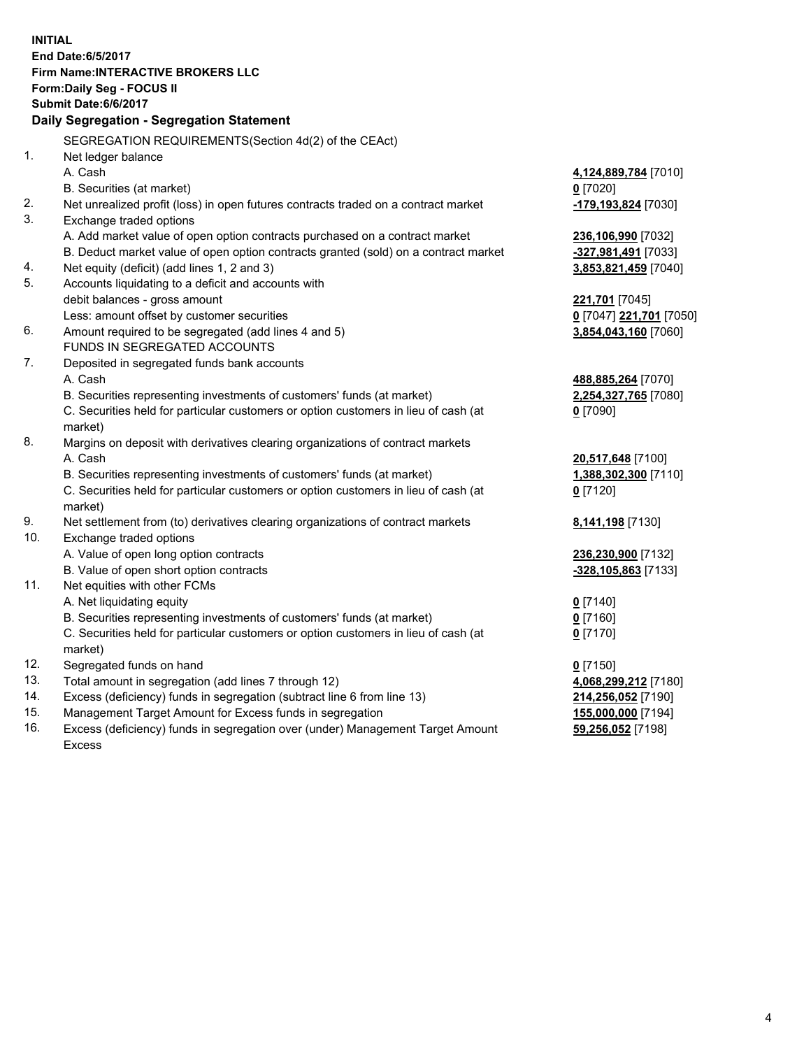**INITIAL**
**End Date:6/5/2017**
**Firm Name:INTERACTIVE BROKERS LLC**
**Form:Daily Seg - FOCUS II**
**Submit Date:6/6/2017**

## Daily Segregation - Segregation Statement

SEGREGATION REQUIREMENTS(Section 4d(2) of the CEAct)

| | | |
|---|---|---|
| 1. | Net ledger balance | |
| | A. Cash | **4,124,889,784** [7010] |
| | B. Securities (at market) | **0** [7020] |
| 2. | Net unrealized profit (loss) in open futures contracts traded on a contract market | **-179,193,824** [7030] |
| 3. | Exchange traded options | |
| | A. Add market value of open option contracts purchased on a contract market | **236,106,990** [7032] |
| | B. Deduct market value of open option contracts granted (sold) on a contract market | **-327,981,491** [7033] |
| 4. | Net equity (deficit) (add lines 1, 2 and 3) | **3,853,821,459** [7040] |
| 5. | Accounts liquidating to a deficit and accounts with | |
| | debit balances - gross amount | **221,701** [7045] |
| | Less: amount offset by customer securities | **0** [7047] **221,701** [7050] |
| 6. | Amount required to be segregated (add lines 4 and 5) | **3,854,043,160** [7060] |
| | FUNDS IN SEGREGATED ACCOUNTS | |
| 7. | Deposited in segregated funds bank accounts | |
| | A. Cash | **488,885,264** [7070] |
| | B. Securities representing investments of customers' funds (at market) | **2,254,327,765** [7080] |
| | C. Securities held for particular customers or option customers in lieu of cash (at market) | **0** [7090] |
| 8. | Margins on deposit with derivatives clearing organizations of contract markets | |
| | A. Cash | **20,517,648** [7100] |
| | B. Securities representing investments of customers' funds (at market) | **1,388,302,300** [7110] |
| | C. Securities held for particular customers or option customers in lieu of cash (at market) | **0** [7120] |
| 9. | Net settlement from (to) derivatives clearing organizations of contract markets | **8,141,198** [7130] |
| 10. | Exchange traded options | |
| | A. Value of open long option contracts | **236,230,900** [7132] |
| | B. Value of open short option contracts | **-328,105,863** [7133] |
| 11. | Net equities with other FCMs | |
| | A. Net liquidating equity | **0** [7140] |
| | B. Securities representing investments of customers' funds (at market) | **0** [7160] |
| | C. Securities held for particular customers or option customers in lieu of cash (at market) | **0** [7170] |
| 12. | Segregated funds on hand | **0** [7150] |
| 13. | Total amount in segregation (add lines 7 through 12) | **4,068,299,212** [7180] |
| 14. | Excess (deficiency) funds in segregation (subtract line 6 from line 13) | **214,256,052** [7190] |
| 15. | Management Target Amount for Excess funds in segregation | **155,000,000** [7194] |
| 16. | Excess (deficiency) funds in segregation over (under) Management Target Amount Excess | **59,256,052** [7198] |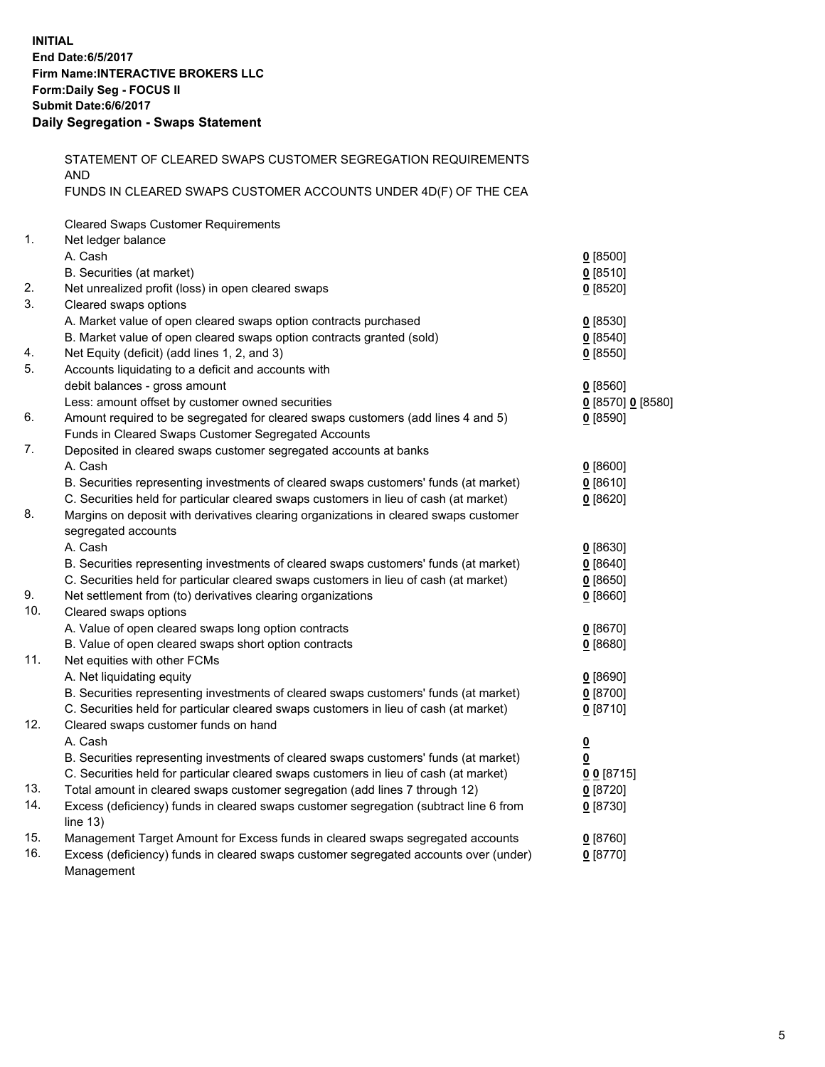**INITIAL**
**End Date:6/5/2017**
**Firm Name:INTERACTIVE BROKERS LLC**
**Form:Daily Seg - FOCUS II**
**Submit Date:6/6/2017**
**Daily Segregation - Swaps Statement**

STATEMENT OF CLEARED SWAPS CUSTOMER SEGREGATION REQUIREMENTS AND FUNDS IN CLEARED SWAPS CUSTOMER ACCOUNTS UNDER 4D(F) OF THE CEA

| | | |
|---|---|---|
| | Cleared Swaps Customer Requirements | |
| 1. | Net ledger balance | |
| | A. Cash | 0 [8500] |
| | B. Securities (at market) | 0 [8510] |
| 2. | Net unrealized profit (loss) in open cleared swaps | 0 [8520] |
| 3. | Cleared swaps options | |
| | A. Market value of open cleared swaps option contracts purchased | 0 [8530] |
| | B. Market value of open cleared swaps option contracts granted (sold) | 0 [8540] |
| 4. | Net Equity (deficit) (add lines 1, 2, and 3) | 0 [8550] |
| 5. | Accounts liquidating to a deficit and accounts with debit balances - gross amount | 0 [8560] |
| | Less: amount offset by customer owned securities | 0 [8570] 0 [8580] |
| 6. | Amount required to be segregated for cleared swaps customers (add lines 4 and 5) | 0 [8590] |
| | Funds in Cleared Swaps Customer Segregated Accounts | |
| 7. | Deposited in cleared swaps customer segregated accounts at banks | |
| | A. Cash | 0 [8600] |
| | B. Securities representing investments of cleared swaps customers' funds (at market) | 0 [8610] |
| | C. Securities held for particular cleared swaps customers in lieu of cash (at market) | 0 [8620] |
| 8. | Margins on deposit with derivatives clearing organizations in cleared swaps customer segregated accounts | |
| | A. Cash | 0 [8630] |
| | B. Securities representing investments of cleared swaps customers' funds (at market) | 0 [8640] |
| | C. Securities held for particular cleared swaps customers in lieu of cash (at market) | 0 [8650] |
| 9. | Net settlement from (to) derivatives clearing organizations | 0 [8660] |
| 10. | Cleared swaps options | |
| | A. Value of open cleared swaps long option contracts | 0 [8670] |
| | B. Value of open cleared swaps short option contracts | 0 [8680] |
| 11. | Net equities with other FCMs | |
| | A. Net liquidating equity | 0 [8690] |
| | B. Securities representing investments of cleared swaps customers' funds (at market) | 0 [8700] |
| | C. Securities held for particular cleared swaps customers in lieu of cash (at market) | 0 [8710] |
| 12. | Cleared swaps customer funds on hand | |
| | A. Cash | 0 |
| | B. Securities representing investments of cleared swaps customers' funds (at market) | 0 |
| | C. Securities held for particular cleared swaps customers in lieu of cash (at market) | 0 0 [8715] |
| 13. | Total amount in cleared swaps customer segregation (add lines 7 through 12) | 0 [8720] |
| 14. | Excess (deficiency) funds in cleared swaps customer segregation (subtract line 6 from line 13) | 0 [8730] |
| 15. | Management Target Amount for Excess funds in cleared swaps segregated accounts | 0 [8760] |
| 16. | Excess (deficiency) funds in cleared swaps customer segregated accounts over (under) Management | 0 [8770] |